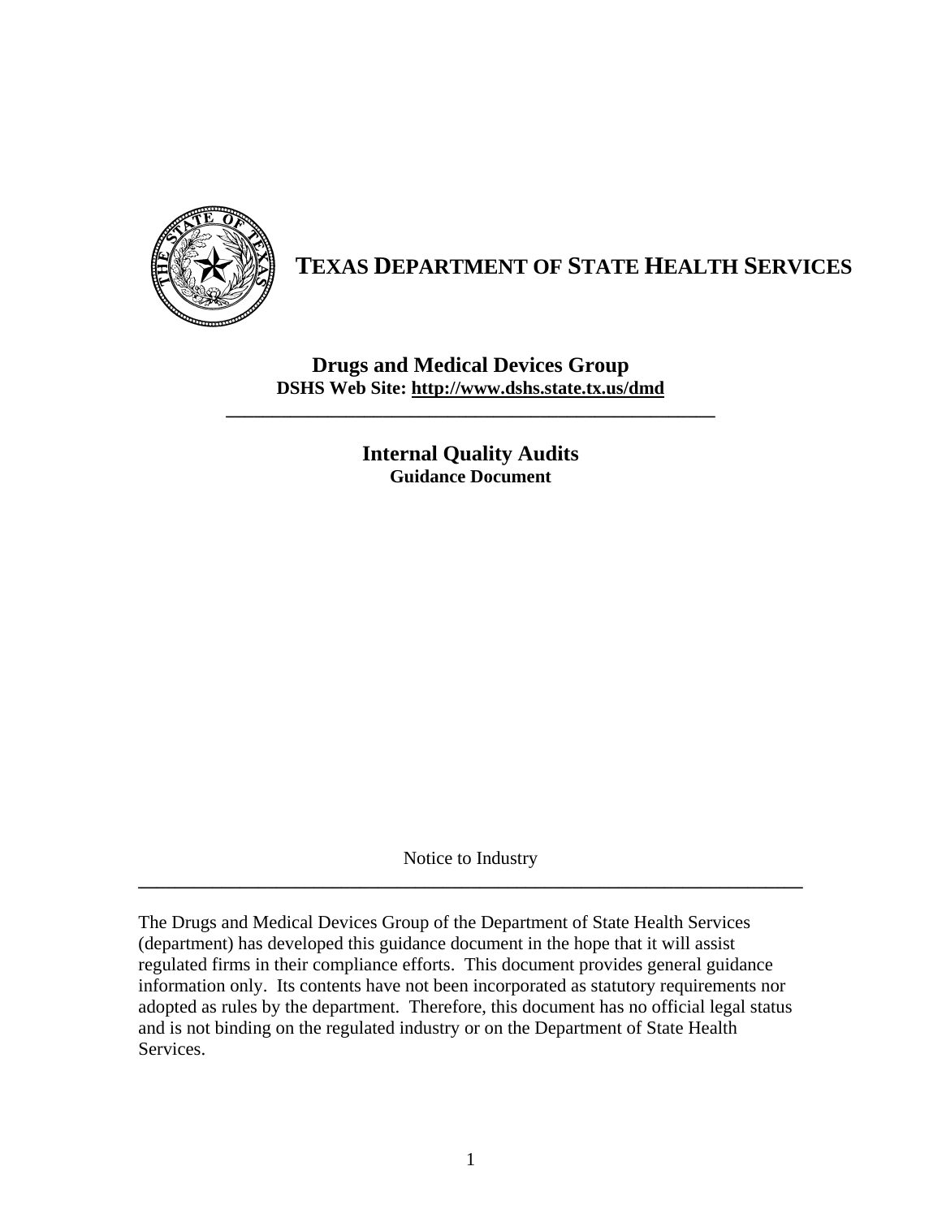# TEXAS DEPARTMENT OF STATE HEALTH SERVICES

## Drugs and Medical Devices Group

**DSHS Web Site: http://www.dshs.state.tx.us/dmd**

---

## Internal Quality Audits

**Guidance Document**

Notice to Industry

---

The Drugs and Medical Devices Group of the Department of State Health Services (department) has developed this guidance document in the hope that it will assist regulated firms in their compliance efforts. This document provides general guidance information only. Its contents have not been incorporated as statutory requirements nor adopted as rules by the department. Therefore, this document has no official legal status and is not binding on the regulated industry or on the Department of State Health Services.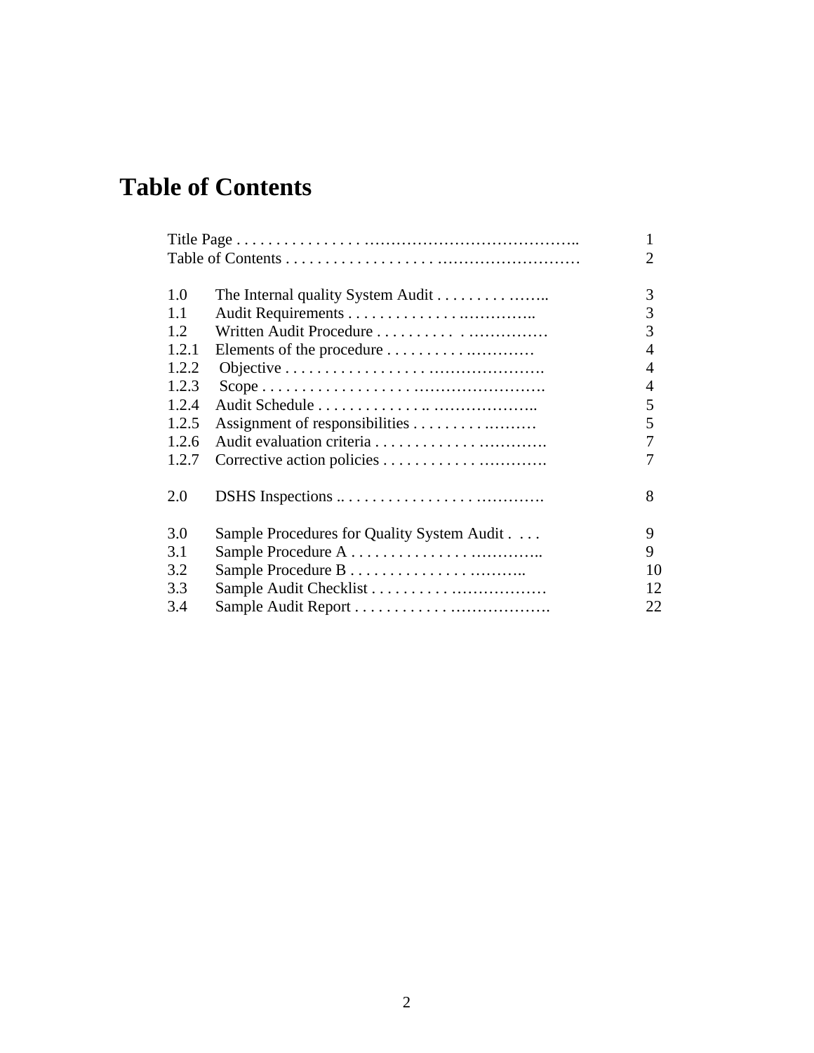# Table of Contents

| | | |
|---|---|---|
| Title Page | | 1 |
| Table of Contents | | 2 |
| | | |
| 1.0 | The Internal quality System Audit | 3 |
| 1.1 | Audit Requirements | 3 |
| 1.2 | Written Audit Procedure | 3 |
| 1.2.1 | Elements of the procedure | 4 |
| 1.2.2 | Objective | 4 |
| 1.2.3 | Scope | 4 |
| 1.2.4 | Audit Schedule | 5 |
| 1.2.5 | Assignment of responsibilities | 5 |
| 1.2.6 | Audit evaluation criteria | 7 |
| 1.2.7 | Corrective action policies | 7 |
| | | |
| 2.0 | DSHS Inspections | 8 |
| | | |
| 3.0 | Sample Procedures for Quality System Audit | 9 |
| 3.1 | Sample Procedure A | 9 |
| 3.2 | Sample Procedure B | 10 |
| 3.3 | Sample Audit Checklist | 12 |
| 3.4 | Sample Audit Report | 22 |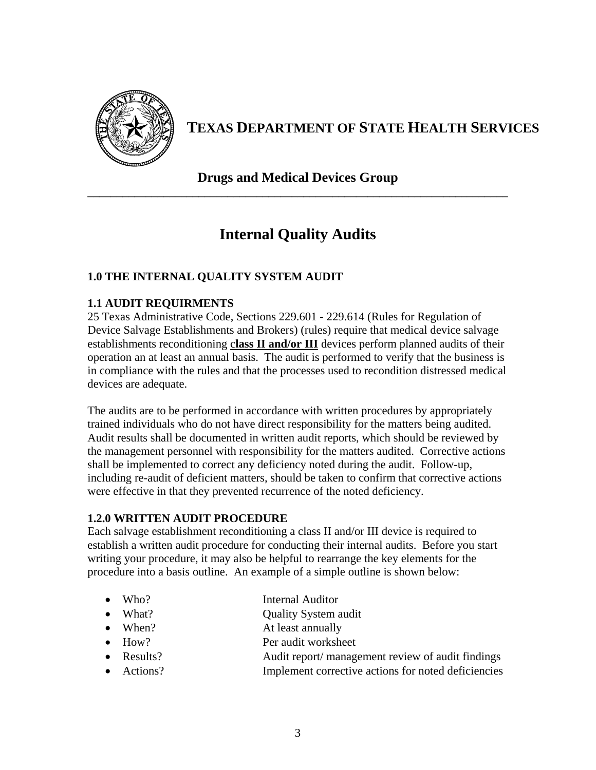# TEXAS DEPARTMENT OF STATE HEALTH SERVICES

**Drugs and Medical Devices Group**

## Internal Quality Audits

### 1.0 THE INTERNAL QUALITY SYSTEM AUDIT

### 1.1 AUDIT REQUIRMENTS

25 Texas Administrative Code, Sections 229.601 - 229.614 (Rules for Regulation of Device Salvage Establishments and Brokers) (rules) require that medical device salvage establishments reconditioning c**lass II and/or III** devices perform planned audits of their operation an at least an annual basis. The audit is performed to verify that the business is in compliance with the rules and that the processes used to recondition distressed medical devices are adequate.

The audits are to be performed in accordance with written procedures by appropriately trained individuals who do not have direct responsibility for the matters being audited. Audit results shall be documented in written audit reports, which should be reviewed by the management personnel with responsibility for the matters audited. Corrective actions shall be implemented to correct any deficiency noted during the audit. Follow-up, including re-audit of deficient matters, should be taken to confirm that corrective actions were effective in that they prevented recurrence of the noted deficiency.

### 1.2.0 WRITTEN AUDIT PROCEDURE

Each salvage establishment reconditioning a class II and/or III device is required to establish a written audit procedure for conducting their internal audits. Before you start writing your procedure, it may also be helpful to rearrange the key elements for the procedure into a basis outline. An example of a simple outline is shown below:

- Who? Internal Auditor
- What? Quality System audit
- When? At least annually
- How? Per audit worksheet
- Results? Audit report/ management review of audit findings
- Actions? Implement corrective actions for noted deficiencies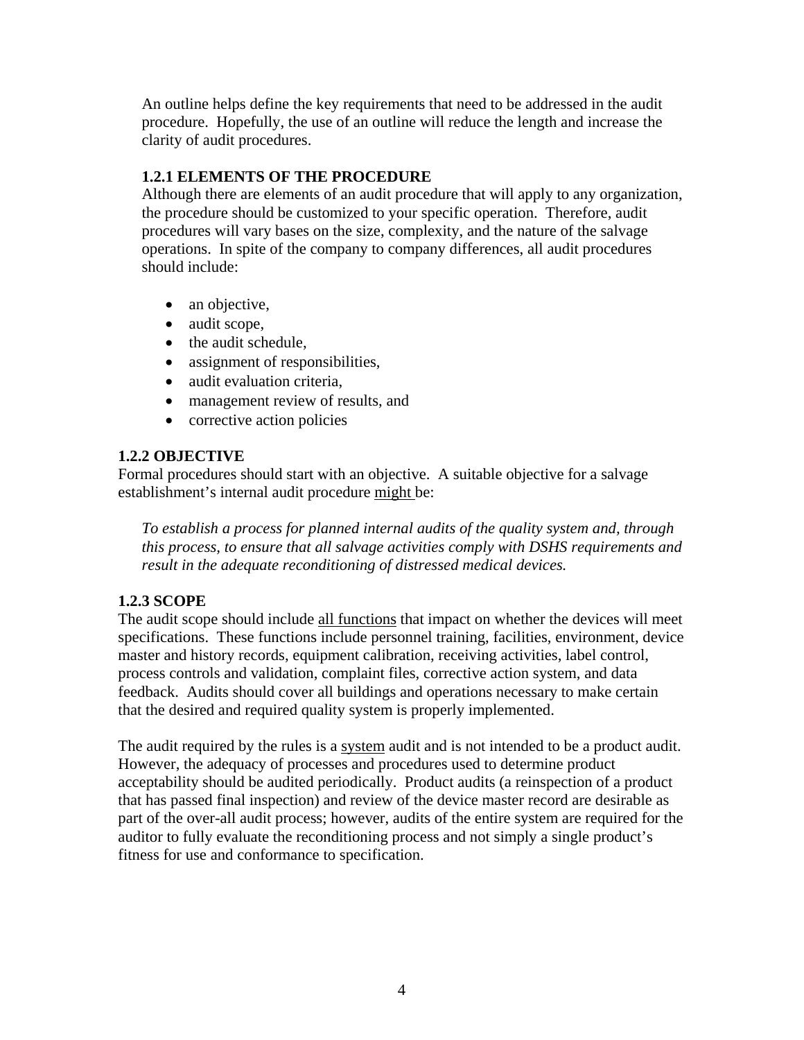An outline helps define the key requirements that need to be addressed in the audit procedure. Hopefully, the use of an outline will reduce the length and increase the clarity of audit procedures.

### 1.2.1 ELEMENTS OF THE PROCEDURE

Although there are elements of an audit procedure that will apply to any organization, the procedure should be customized to your specific operation. Therefore, audit procedures will vary bases on the size, complexity, and the nature of the salvage operations. In spite of the company to company differences, all audit procedures should include:

- an objective,
- audit scope,
- the audit schedule,
- assignment of responsibilities,
- audit evaluation criteria,
- management review of results, and
- corrective action policies

### 1.2.2 OBJECTIVE

Formal procedures should start with an objective. A suitable objective for a salvage establishment's internal audit procedure <u>might</u> be:

*To establish a process for planned internal audits of the quality system and, through this process, to ensure that all salvage activities comply with DSHS requirements and result in the adequate reconditioning of distressed medical devices.*

### 1.2.3 SCOPE

The audit scope should include <u>all functions</u> that impact on whether the devices will meet specifications. These functions include personnel training, facilities, environment, device master and history records, equipment calibration, receiving activities, label control, process controls and validation, complaint files, corrective action system, and data feedback. Audits should cover all buildings and operations necessary to make certain that the desired and required quality system is properly implemented.

The audit required by the rules is a <u>system</u> audit and is not intended to be a product audit. However, the adequacy of processes and procedures used to determine product acceptability should be audited periodically. Product audits (a reinspection of a product that has passed final inspection) and review of the device master record are desirable as part of the over-all audit process; however, audits of the entire system are required for the auditor to fully evaluate the reconditioning process and not simply a single product's fitness for use and conformance to specification.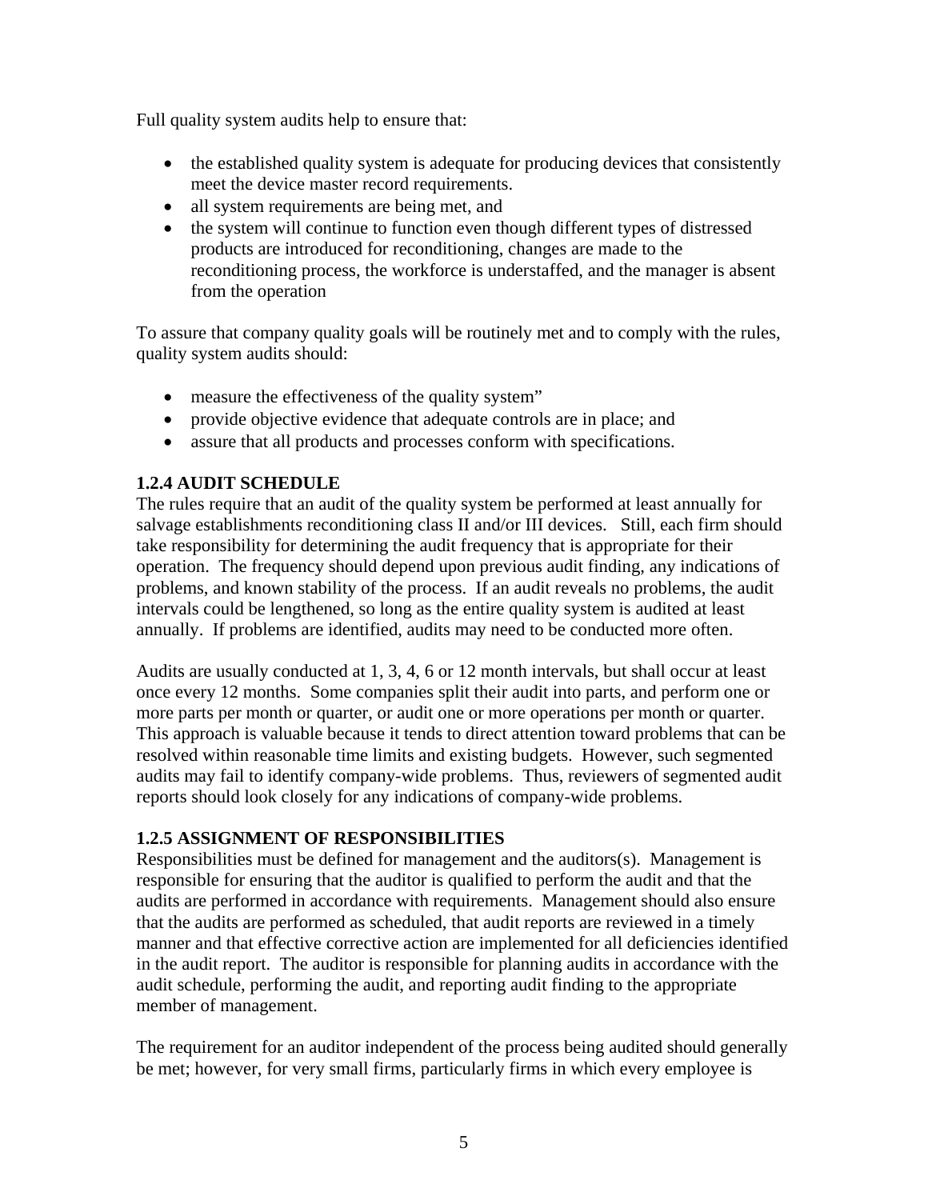Full quality system audits help to ensure that:

- the established quality system is adequate for producing devices that consistently meet the device master record requirements.
- all system requirements are being met, and
- the system will continue to function even though different types of distressed products are introduced for reconditioning, changes are made to the reconditioning process, the workforce is understaffed, and the manager is absent from the operation

To assure that company quality goals will be routinely met and to comply with the rules, quality system audits should:

- measure the effectiveness of the quality system"
- provide objective evidence that adequate controls are in place; and
- assure that all products and processes conform with specifications.

### 1.2.4 AUDIT SCHEDULE

The rules require that an audit of the quality system be performed at least annually for salvage establishments reconditioning class II and/or III devices. Still, each firm should take responsibility for determining the audit frequency that is appropriate for their operation. The frequency should depend upon previous audit finding, any indications of problems, and known stability of the process. If an audit reveals no problems, the audit intervals could be lengthened, so long as the entire quality system is audited at least annually. If problems are identified, audits may need to be conducted more often.

Audits are usually conducted at 1, 3, 4, 6 or 12 month intervals, but shall occur at least once every 12 months. Some companies split their audit into parts, and perform one or more parts per month or quarter, or audit one or more operations per month or quarter. This approach is valuable because it tends to direct attention toward problems that can be resolved within reasonable time limits and existing budgets. However, such segmented audits may fail to identify company-wide problems. Thus, reviewers of segmented audit reports should look closely for any indications of company-wide problems.

### 1.2.5 ASSIGNMENT OF RESPONSIBILITIES

Responsibilities must be defined for management and the auditors(s). Management is responsible for ensuring that the auditor is qualified to perform the audit and that the audits are performed in accordance with requirements. Management should also ensure that the audits are performed as scheduled, that audit reports are reviewed in a timely manner and that effective corrective action are implemented for all deficiencies identified in the audit report. The auditor is responsible for planning audits in accordance with the audit schedule, performing the audit, and reporting audit finding to the appropriate member of management.

The requirement for an auditor independent of the process being audited should generally be met; however, for very small firms, particularly firms in which every employee is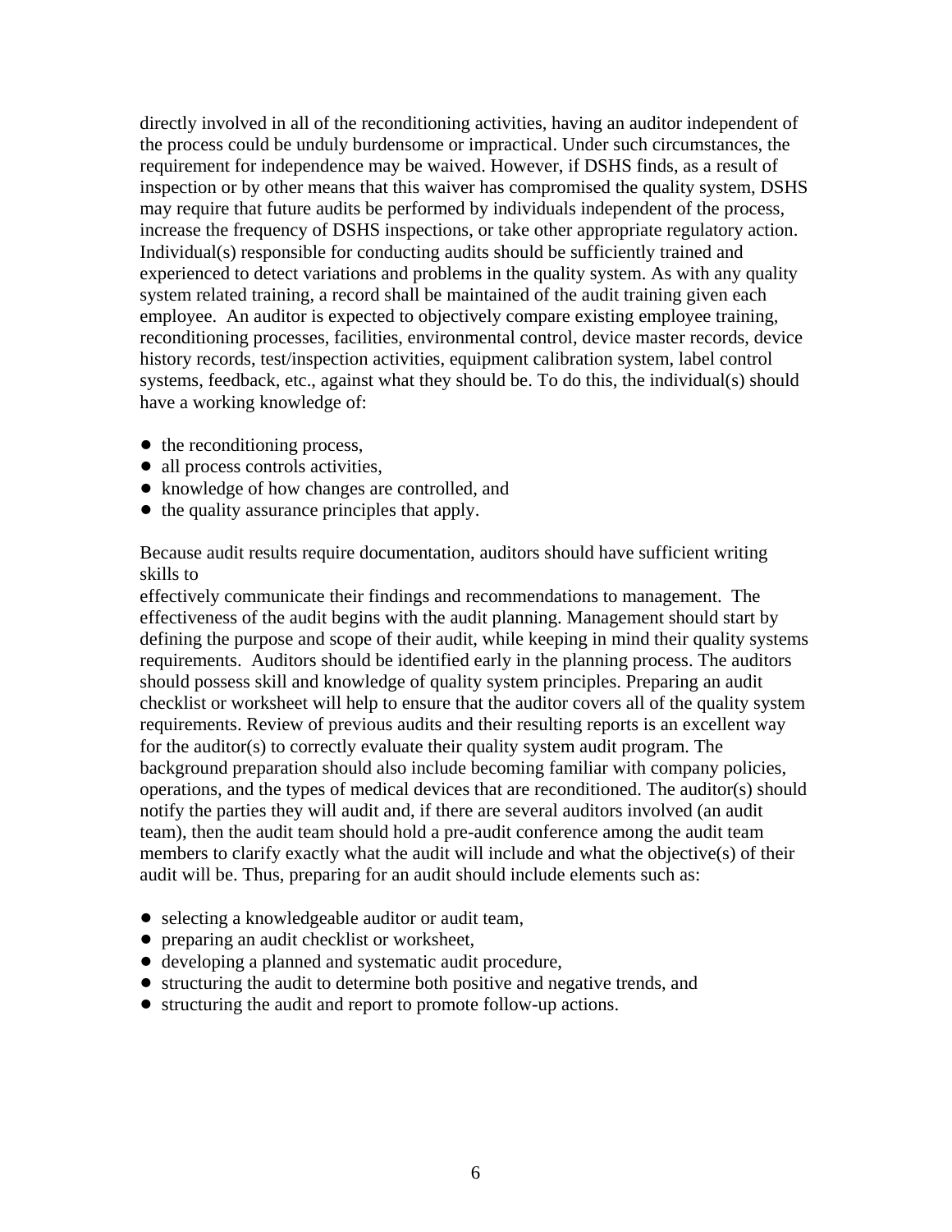directly involved in all of the reconditioning activities, having an auditor independent of the process could be unduly burdensome or impractical. Under such circumstances, the requirement for independence may be waived. However, if DSHS finds, as a result of inspection or by other means that this waiver has compromised the quality system, DSHS may require that future audits be performed by individuals independent of the process, increase the frequency of DSHS inspections, or take other appropriate regulatory action. Individual(s) responsible for conducting audits should be sufficiently trained and experienced to detect variations and problems in the quality system. As with any quality system related training, a record shall be maintained of the audit training given each employee. An auditor is expected to objectively compare existing employee training, reconditioning processes, facilities, environmental control, device master records, device history records, test/inspection activities, equipment calibration system, label control systems, feedback, etc., against what they should be. To do this, the individual(s) should have a working knowledge of:

- the reconditioning process,
- all process controls activities,
- knowledge of how changes are controlled, and
- the quality assurance principles that apply.

Because audit results require documentation, auditors should have sufficient writing skills to effectively communicate their findings and recommendations to management. The effectiveness of the audit begins with the audit planning. Management should start by defining the purpose and scope of their audit, while keeping in mind their quality systems requirements. Auditors should be identified early in the planning process. The auditors should possess skill and knowledge of quality system principles. Preparing an audit checklist or worksheet will help to ensure that the auditor covers all of the quality system requirements. Review of previous audits and their resulting reports is an excellent way for the auditor(s) to correctly evaluate their quality system audit program. The background preparation should also include becoming familiar with company policies, operations, and the types of medical devices that are reconditioned. The auditor(s) should notify the parties they will audit and, if there are several auditors involved (an audit team), then the audit team should hold a pre-audit conference among the audit team members to clarify exactly what the audit will include and what the objective(s) of their audit will be. Thus, preparing for an audit should include elements such as:

- selecting a knowledgeable auditor or audit team,
- preparing an audit checklist or worksheet,
- developing a planned and systematic audit procedure,
- structuring the audit to determine both positive and negative trends, and
- structuring the audit and report to promote follow-up actions.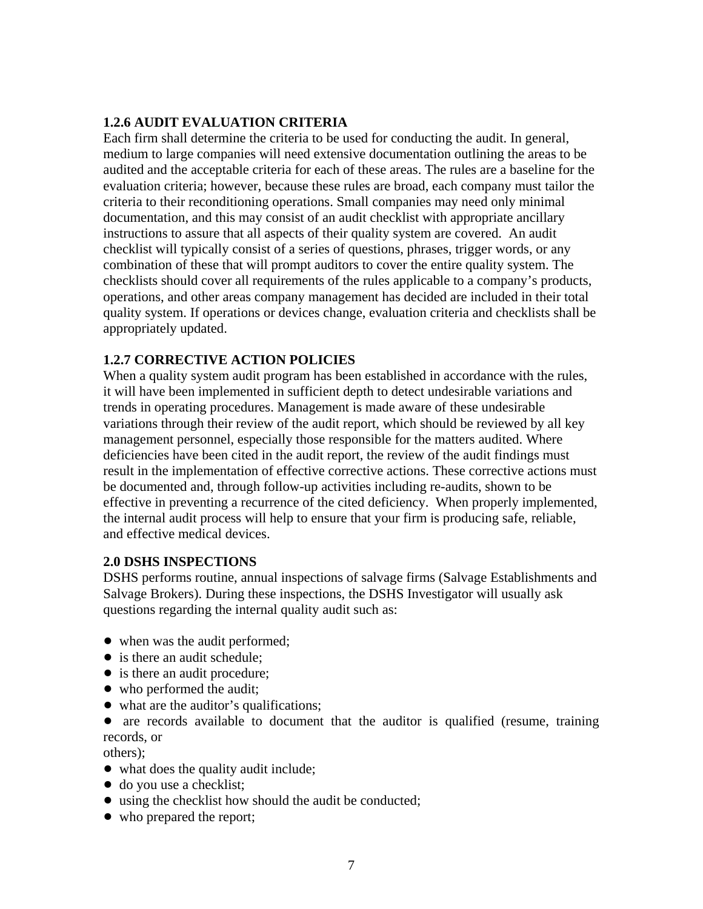### 1.2.6 AUDIT EVALUATION CRITERIA

Each firm shall determine the criteria to be used for conducting the audit. In general, medium to large companies will need extensive documentation outlining the areas to be audited and the acceptable criteria for each of these areas. The rules are a baseline for the evaluation criteria; however, because these rules are broad, each company must tailor the criteria to their reconditioning operations. Small companies may need only minimal documentation, and this may consist of an audit checklist with appropriate ancillary instructions to assure that all aspects of their quality system are covered. An audit checklist will typically consist of a series of questions, phrases, trigger words, or any combination of these that will prompt auditors to cover the entire quality system. The checklists should cover all requirements of the rules applicable to a company's products, operations, and other areas company management has decided are included in their total quality system. If operations or devices change, evaluation criteria and checklists shall be appropriately updated.

### 1.2.7 CORRECTIVE ACTION POLICIES

When a quality system audit program has been established in accordance with the rules, it will have been implemented in sufficient depth to detect undesirable variations and trends in operating procedures. Management is made aware of these undesirable variations through their review of the audit report, which should be reviewed by all key management personnel, especially those responsible for the matters audited. Where deficiencies have been cited in the audit report, the review of the audit findings must result in the implementation of effective corrective actions. These corrective actions must be documented and, through follow-up activities including re-audits, shown to be effective in preventing a recurrence of the cited deficiency. When properly implemented, the internal audit process will help to ensure that your firm is producing safe, reliable, and effective medical devices.

## 2.0 DSHS INSPECTIONS

DSHS performs routine, annual inspections of salvage firms (Salvage Establishments and Salvage Brokers). During these inspections, the DSHS Investigator will usually ask questions regarding the internal quality audit such as:

- when was the audit performed;
- is there an audit schedule;
- is there an audit procedure;
- who performed the audit;
- what are the auditor's qualifications;
- are records available to document that the auditor is qualified (resume, training records, or others);
- what does the quality audit include;
- do you use a checklist;
- using the checklist how should the audit be conducted;
- who prepared the report;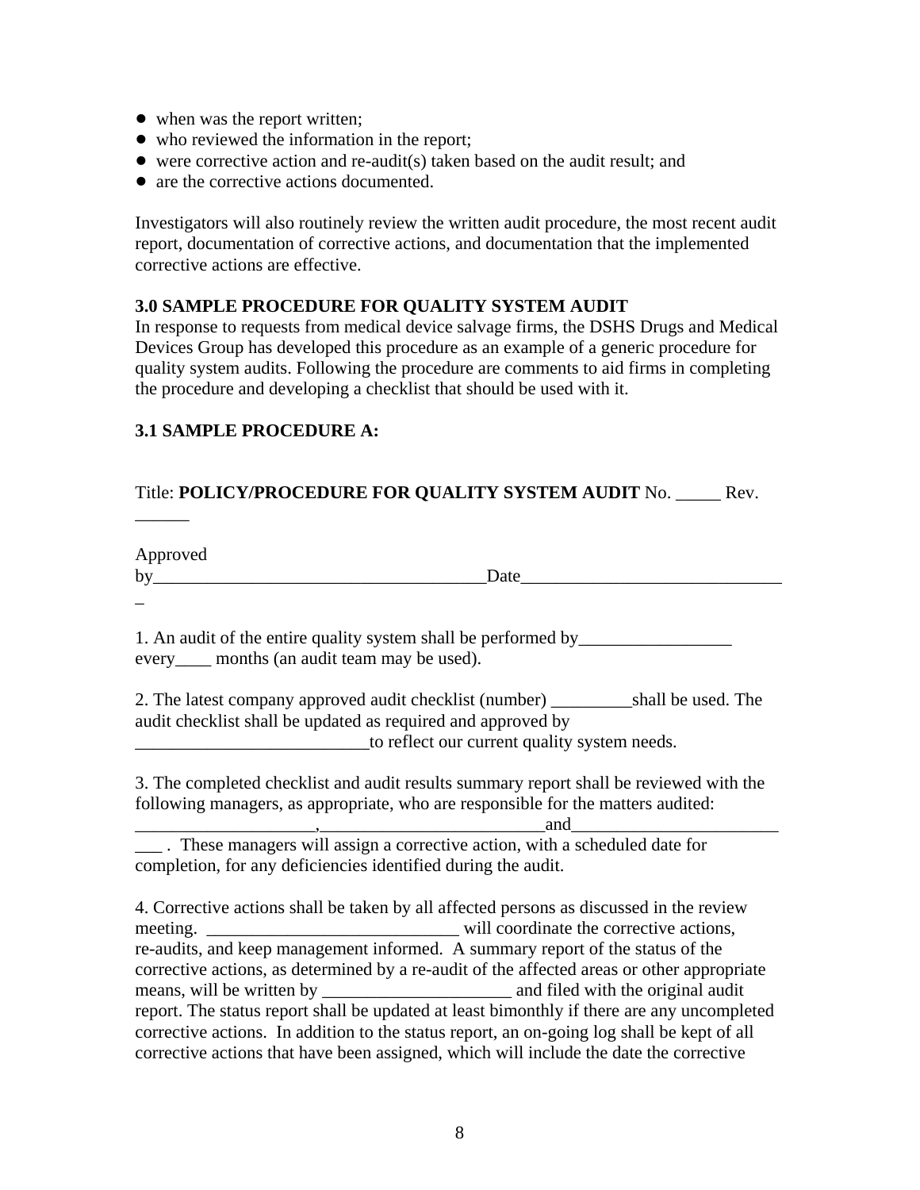- when was the report written;
- who reviewed the information in the report;
- were corrective action and re-audit(s) taken based on the audit result; and
- are the corrective actions documented.

Investigators will also routinely review the written audit procedure, the most recent audit report, documentation of corrective actions, and documentation that the implemented corrective actions are effective.

**3.0 SAMPLE PROCEDURE FOR QUALITY SYSTEM AUDIT**
In response to requests from medical device salvage firms, the DSHS Drugs and Medical Devices Group has developed this procedure as an example of a generic procedure for quality system audits. Following the procedure are comments to aid firms in completing the procedure and developing a checklist that should be used with it.

**3.1 SAMPLE PROCEDURE A:**

Title: **POLICY/PROCEDURE FOR QUALITY SYSTEM AUDIT** No. _____ Rev. ______

Approved by_____________________________________Date______________________________

1. An audit of the entire quality system shall be performed by_________________ every____ months (an audit team may be used).

2. The latest company approved audit checklist (number) _________shall be used. The audit checklist shall be updated as required and approved by __________________________to reflect our current quality system needs.

3. The completed checklist and audit results summary report shall be reviewed with the following managers, as appropriate, who are responsible for the matters audited: ____________________,_________________________and__________________________ . These managers will assign a corrective action, with a scheduled date for completion, for any deficiencies identified during the audit.

4. Corrective actions shall be taken by all affected persons as discussed in the review meeting. ____________________________ will coordinate the corrective actions, re-audits, and keep management informed. A summary report of the status of the corrective actions, as determined by a re-audit of the affected areas or other appropriate means, will be written by _____________________ and filed with the original audit report. The status report shall be updated at least bimonthly if there are any uncompleted corrective actions. In addition to the status report, an on-going log shall be kept of all corrective actions that have been assigned, which will include the date the corrective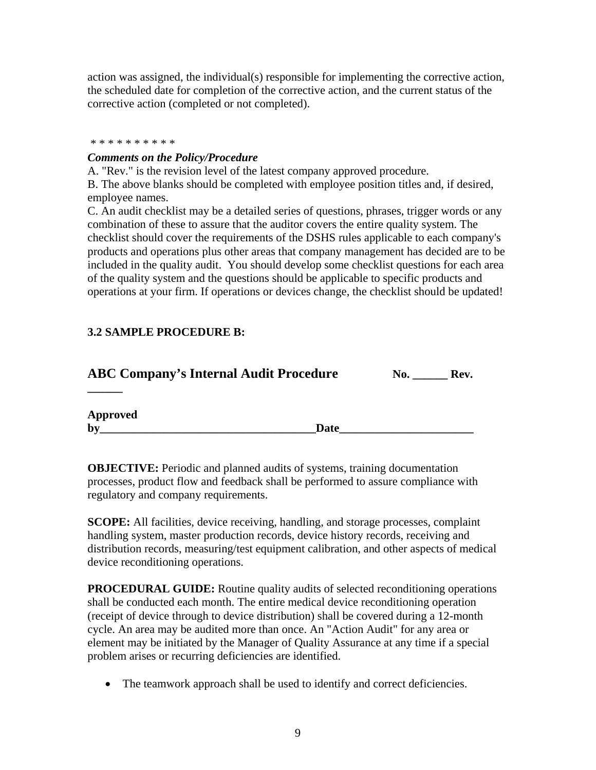action was assigned, the individual(s) responsible for implementing the corrective action, the scheduled date for completion of the corrective action, and the current status of the corrective action (completed or not completed).

* * * * * * * * * *

***Comments on the Policy/Procedure***

A. "Rev." is the revision level of the latest company approved procedure.

B. The above blanks should be completed with employee position titles and, if desired, employee names.

C. An audit checklist may be a detailed series of questions, phrases, trigger words or any combination of these to assure that the auditor covers the entire quality system. The checklist should cover the requirements of the DSHS rules applicable to each company's products and operations plus other areas that company management has decided are to be included in the quality audit. You should develop some checklist questions for each area of the quality system and the questions should be applicable to specific products and operations at your firm. If operations or devices change, the checklist should be updated!

**3.2 SAMPLE PROCEDURE B:**

## ABC Company's Internal Audit Procedure **No. ______ Rev. ______**

**Approved by____________________________________Date______________________**

**OBJECTIVE:** Periodic and planned audits of systems, training documentation processes, product flow and feedback shall be performed to assure compliance with regulatory and company requirements.

**SCOPE:** All facilities, device receiving, handling, and storage processes, complaint handling system, master production records, device history records, receiving and distribution records, measuring/test equipment calibration, and other aspects of medical device reconditioning operations.

**PROCEDURAL GUIDE:** Routine quality audits of selected reconditioning operations shall be conducted each month. The entire medical device reconditioning operation (receipt of device through to device distribution) shall be covered during a 12-month cycle. An area may be audited more than once. An "Action Audit" for any area or element may be initiated by the Manager of Quality Assurance at any time if a special problem arises or recurring deficiencies are identified.

- The teamwork approach shall be used to identify and correct deficiencies.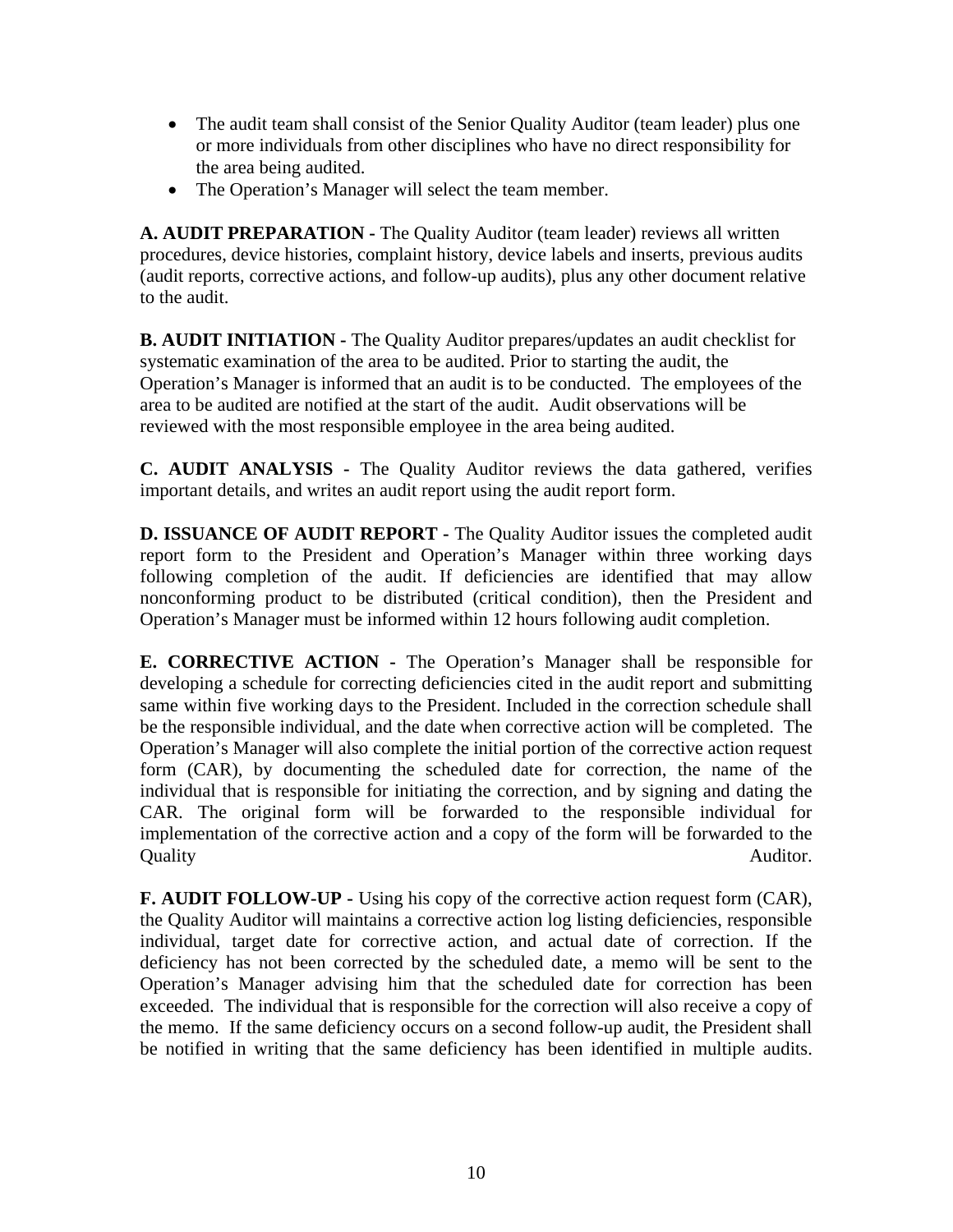- The audit team shall consist of the Senior Quality Auditor (team leader) plus one or more individuals from other disciplines who have no direct responsibility for the area being audited.
- The Operation's Manager will select the team member.

**A. AUDIT PREPARATION -** The Quality Auditor (team leader) reviews all written procedures, device histories, complaint history, device labels and inserts, previous audits (audit reports, corrective actions, and follow-up audits), plus any other document relative to the audit.

**B. AUDIT INITIATION -** The Quality Auditor prepares/updates an audit checklist for systematic examination of the area to be audited. Prior to starting the audit, the Operation's Manager is informed that an audit is to be conducted. The employees of the area to be audited are notified at the start of the audit. Audit observations will be reviewed with the most responsible employee in the area being audited.

**C. AUDIT ANALYSIS -** The Quality Auditor reviews the data gathered, verifies important details, and writes an audit report using the audit report form.

**D. ISSUANCE OF AUDIT REPORT -** The Quality Auditor issues the completed audit report form to the President and Operation's Manager within three working days following completion of the audit. If deficiencies are identified that may allow nonconforming product to be distributed (critical condition), then the President and Operation's Manager must be informed within 12 hours following audit completion.

**E. CORRECTIVE ACTION -** The Operation's Manager shall be responsible for developing a schedule for correcting deficiencies cited in the audit report and submitting same within five working days to the President. Included in the correction schedule shall be the responsible individual, and the date when corrective action will be completed. The Operation's Manager will also complete the initial portion of the corrective action request form (CAR), by documenting the scheduled date for correction, the name of the individual that is responsible for initiating the correction, and by signing and dating the CAR. The original form will be forwarded to the responsible individual for implementation of the corrective action and a copy of the form will be forwarded to the Quality Auditor.

**F. AUDIT FOLLOW-UP -** Using his copy of the corrective action request form (CAR), the Quality Auditor will maintains a corrective action log listing deficiencies, responsible individual, target date for corrective action, and actual date of correction. If the deficiency has not been corrected by the scheduled date, a memo will be sent to the Operation's Manager advising him that the scheduled date for correction has been exceeded. The individual that is responsible for the correction will also receive a copy of the memo. If the same deficiency occurs on a second follow-up audit, the President shall be notified in writing that the same deficiency has been identified in multiple audits.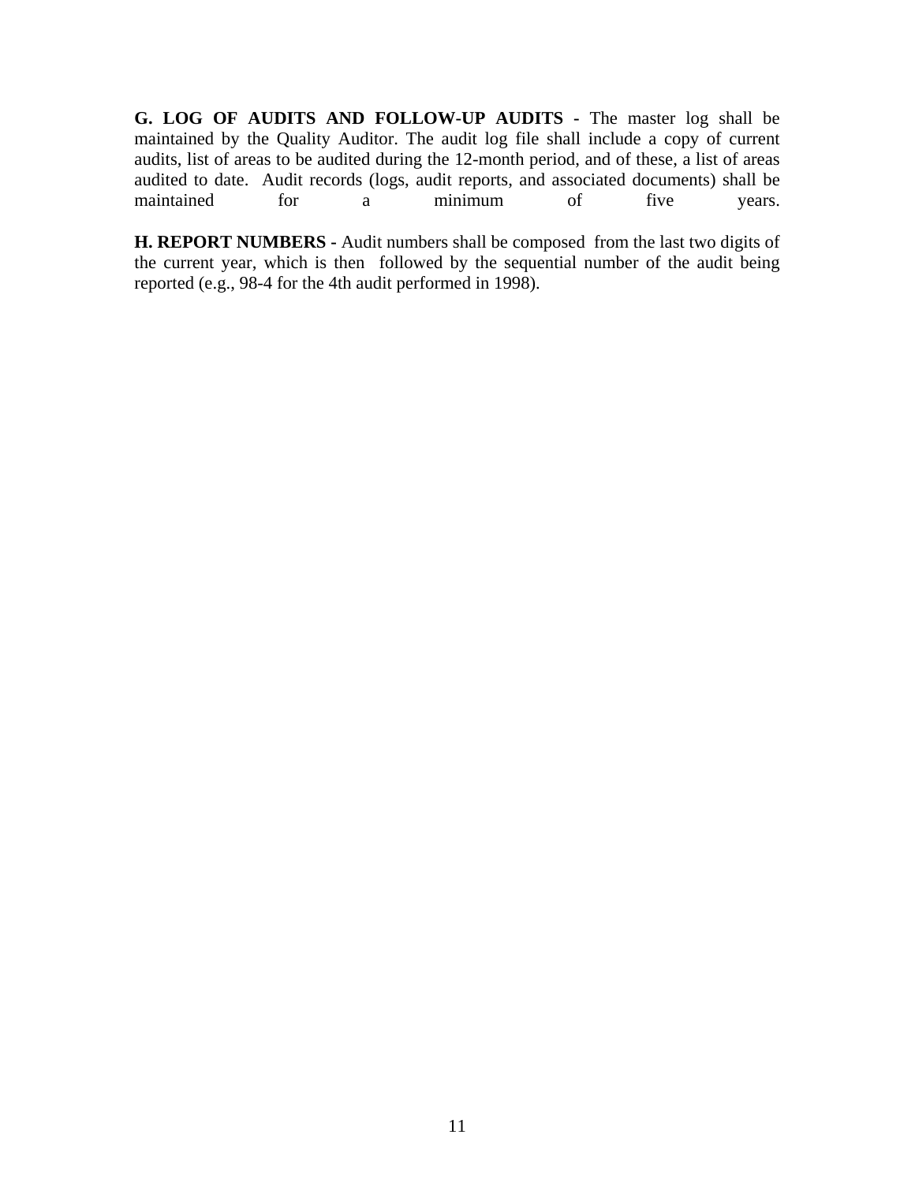**G. LOG OF AUDITS AND FOLLOW-UP AUDITS -** The master log shall be maintained by the Quality Auditor. The audit log file shall include a copy of current audits, list of areas to be audited during the 12-month period, and of these, a list of areas audited to date. Audit records (logs, audit reports, and associated documents) shall be maintained for a minimum of five years.

**H. REPORT NUMBERS -** Audit numbers shall be composed from the last two digits of the current year, which is then followed by the sequential number of the audit being reported (e.g., 98-4 for the 4th audit performed in 1998).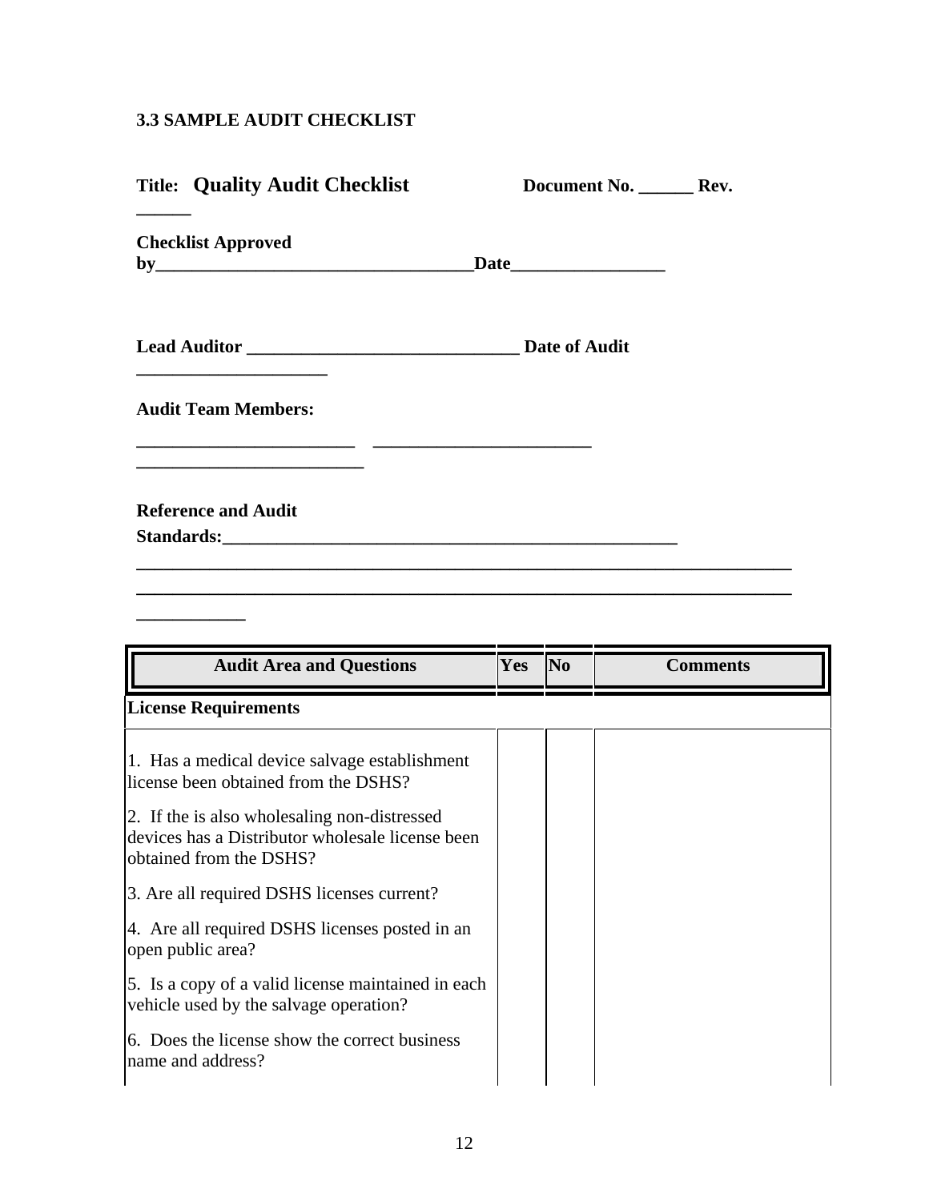### 3.3 SAMPLE AUDIT CHECKLIST

**Title: Quality Audit Checklist** **Document No. ______ Rev. ______**

**Checklist Approved by___________________________________Date_________________**

**Lead Auditor ______________________________ Date of Audit _____________________**

**Audit Team Members:**

**________________________ ________________________ _________________________**

**Reference and Audit Standards:__________________________________________________**
**________________________________________________________________________**
**________________________________________________________________________**
**____________**

| Audit Area and Questions | Yes | No | Comments |
|---|---|---|---|
| **License Requirements** | | | |
| 1. Has a medical device salvage establishment license been obtained from the DSHS? | | | |
| 2. If the is also wholesaling non-distressed devices has a Distributor wholesale license been obtained from the DSHS? | | | |
| 3. Are all required DSHS licenses current? | | | |
| 4. Are all required DSHS licenses posted in an open public area? | | | |
| 5. Is a copy of a valid license maintained in each vehicle used by the salvage operation? | | | |
| 6. Does the license show the correct business name and address? | | | |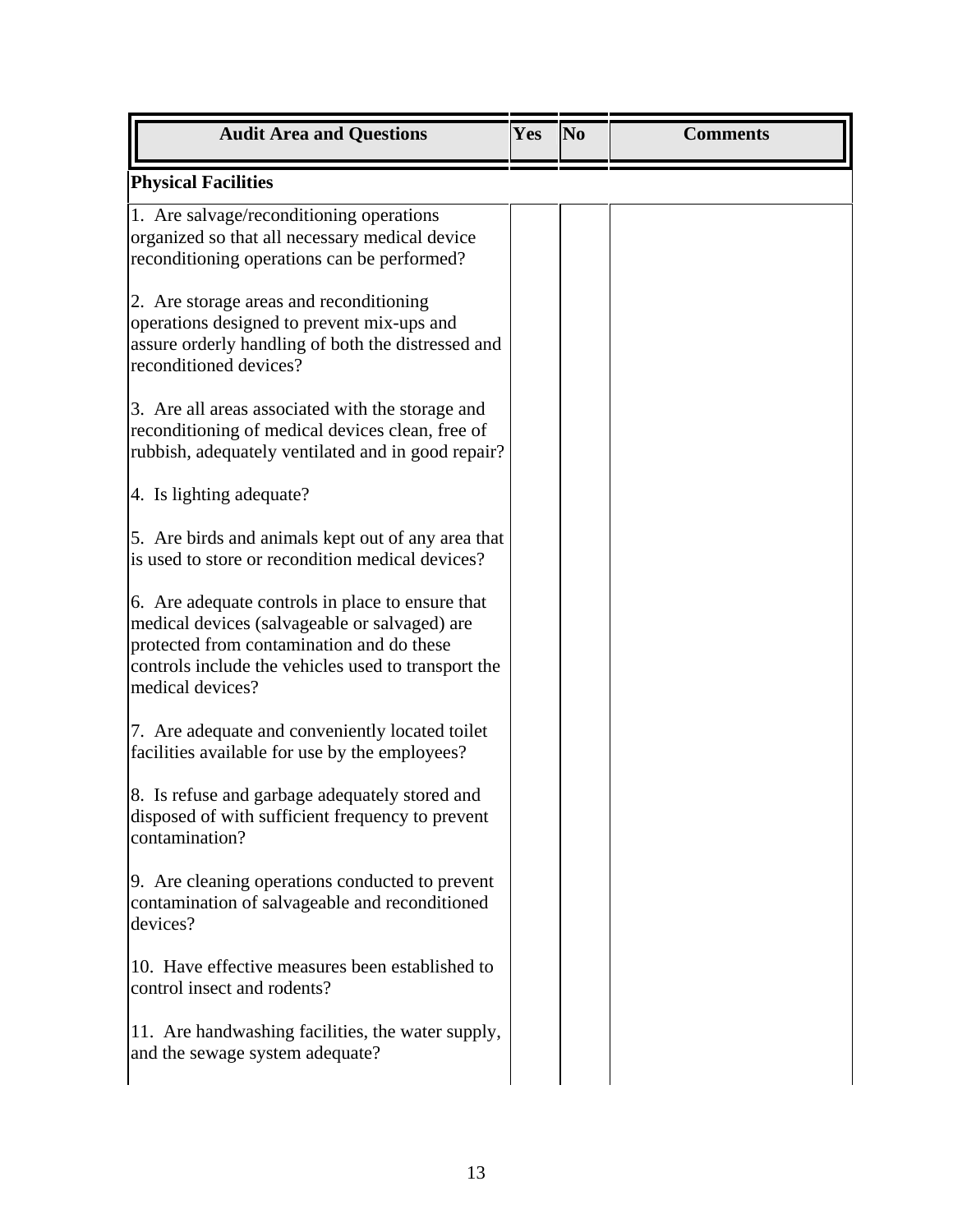| Audit Area and Questions | Yes | No | Comments |
| --- | --- | --- | --- |
| **Physical Facilities** | | | |
| 1. Are salvage/reconditioning operations organized so that all necessary medical device reconditioning operations can be performed? | | | |
| 2. Are storage areas and reconditioning operations designed to prevent mix-ups and assure orderly handling of both the distressed and reconditioned devices? | | | |
| 3. Are all areas associated with the storage and reconditioning of medical devices clean, free of rubbish, adequately ventilated and in good repair? | | | |
| 4. Is lighting adequate? | | | |
| 5. Are birds and animals kept out of any area that is used to store or recondition medical devices? | | | |
| 6. Are adequate controls in place to ensure that medical devices (salvageable or salvaged) are protected from contamination and do these controls include the vehicles used to transport the medical devices? | | | |
| 7. Are adequate and conveniently located toilet facilities available for use by the employees? | | | |
| 8. Is refuse and garbage adequately stored and disposed of with sufficient frequency to prevent contamination? | | | |
| 9. Are cleaning operations conducted to prevent contamination of salvageable and reconditioned devices? | | | |
| 10. Have effective measures been established to control insect and rodents? | | | |
| 11. Are handwashing facilities, the water supply, and the sewage system adequate? | | | |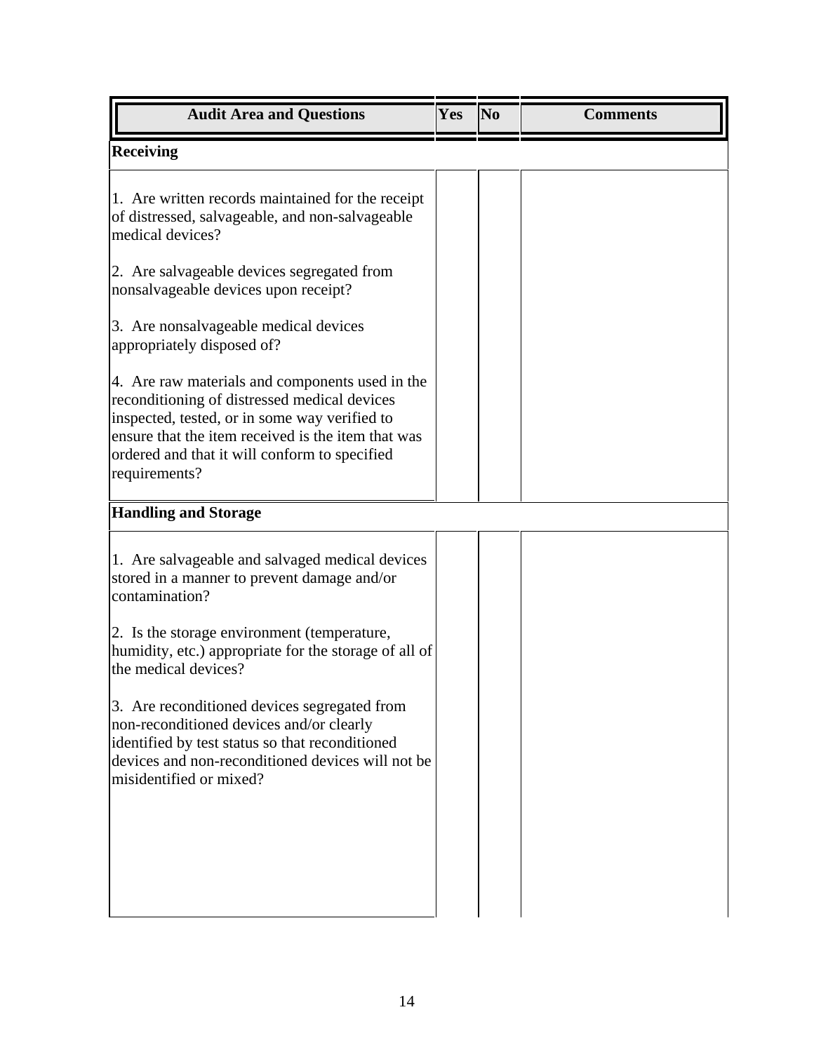| Audit Area and Questions | Yes | No | Comments |
| --- | --- | --- | --- |
| **Receiving** | | | |
| 1. Are written records maintained for the receipt of distressed, salvageable, and non-salvageable medical devices? | | | |
| 2. Are salvageable devices segregated from nonsalvageable devices upon receipt? | | | |
| 3. Are nonsalvageable medical devices appropriately disposed of? | | | |
| 4. Are raw materials and components used in the reconditioning of distressed medical devices inspected, tested, or in some way verified to ensure that the item received is the item that was ordered and that it will conform to specified requirements? | | | |
| **Handling and Storage** | | | |
| 1. Are salvageable and salvaged medical devices stored in a manner to prevent damage and/or contamination? | | | |
| 2. Is the storage environment (temperature, humidity, etc.) appropriate for the storage of all of the medical devices? | | | |
| 3. Are reconditioned devices segregated from non-reconditioned devices and/or clearly identified by test status so that reconditioned devices and non-reconditioned devices will not be misidentified or mixed? | | | |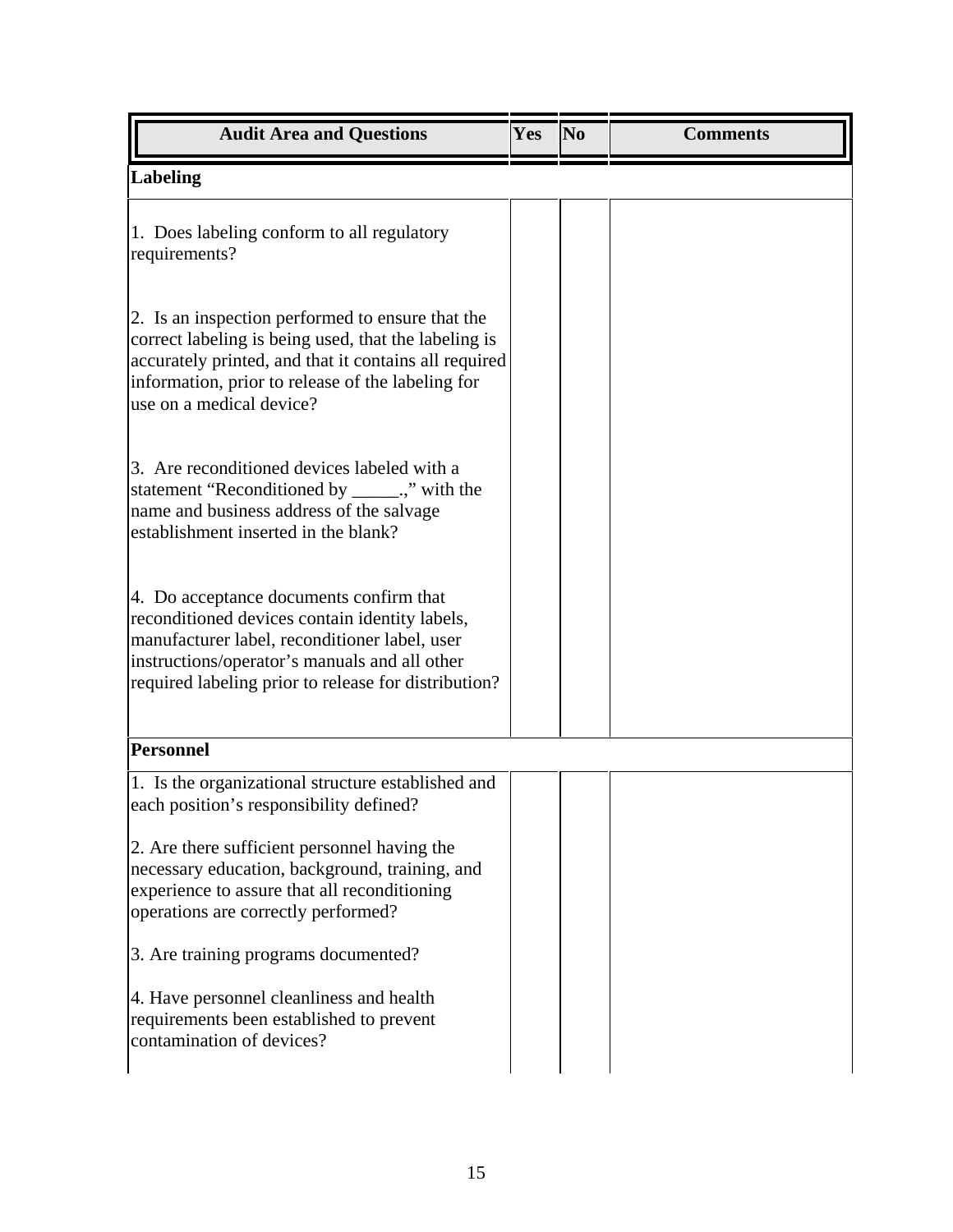| Audit Area and Questions | Yes | No | Comments |
|---|---|---|---|
| **Labeling** | | | |
| 1. Does labeling conform to all regulatory requirements? | | | |
| 2. Is an inspection performed to ensure that the correct labeling is being used, that the labeling is accurately printed, and that it contains all required information, prior to release of the labeling for use on a medical device? | | | |
| 3. Are reconditioned devices labeled with a statement "Reconditioned by _____.," with the name and business address of the salvage establishment inserted in the blank? | | | |
| 4. Do acceptance documents confirm that reconditioned devices contain identity labels, manufacturer label, reconditioner label, user instructions/operator's manuals and all other required labeling prior to release for distribution? | | | |
| **Personnel** | | | |
| 1. Is the organizational structure established and each position's responsibility defined? | | | |
| 2. Are there sufficient personnel having the necessary education, background, training, and experience to assure that all reconditioning operations are correctly performed? | | | |
| 3. Are training programs documented? | | | |
| 4. Have personnel cleanliness and health requirements been established to prevent contamination of devices? | | | |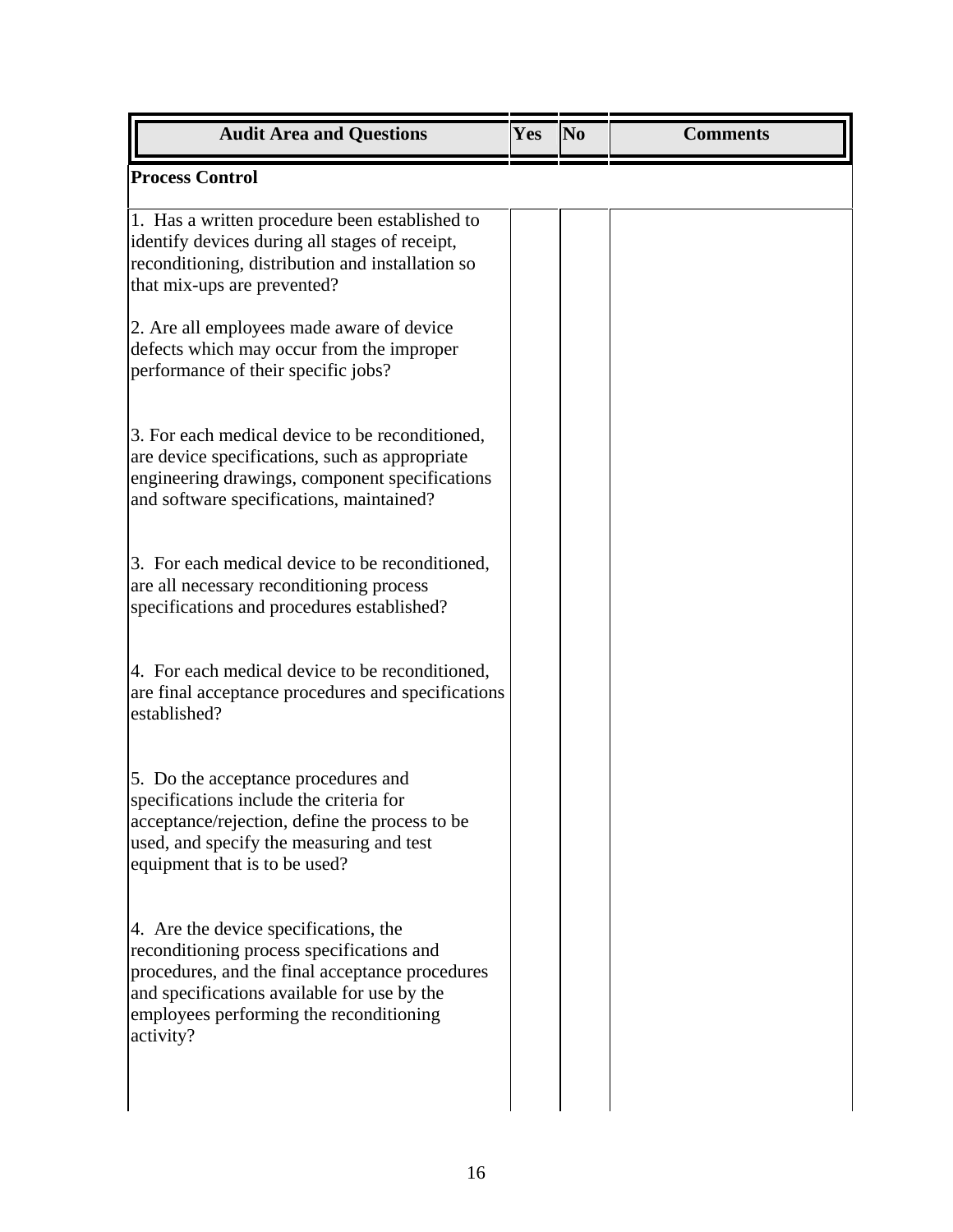| Audit Area and Questions | Yes | No | Comments |
|---|---|---|---|
| **Process Control** | | | |
| 1. Has a written procedure been established to identify devices during all stages of receipt, reconditioning, distribution and installation so that mix-ups are prevented? | | | |
| 2. Are all employees made aware of device defects which may occur from the improper performance of their specific jobs? | | | |
| 3. For each medical device to be reconditioned, are device specifications, such as appropriate engineering drawings, component specifications and software specifications, maintained? | | | |
| 3. For each medical device to be reconditioned, are all necessary reconditioning process specifications and procedures established? | | | |
| 4. For each medical device to be reconditioned, are final acceptance procedures and specifications established? | | | |
| 5. Do the acceptance procedures and specifications include the criteria for acceptance/rejection, define the process to be used, and specify the measuring and test equipment that is to be used? | | | |
| 4. Are the device specifications, the reconditioning process specifications and procedures, and the final acceptance procedures and specifications available for use by the employees performing the reconditioning activity? | | | |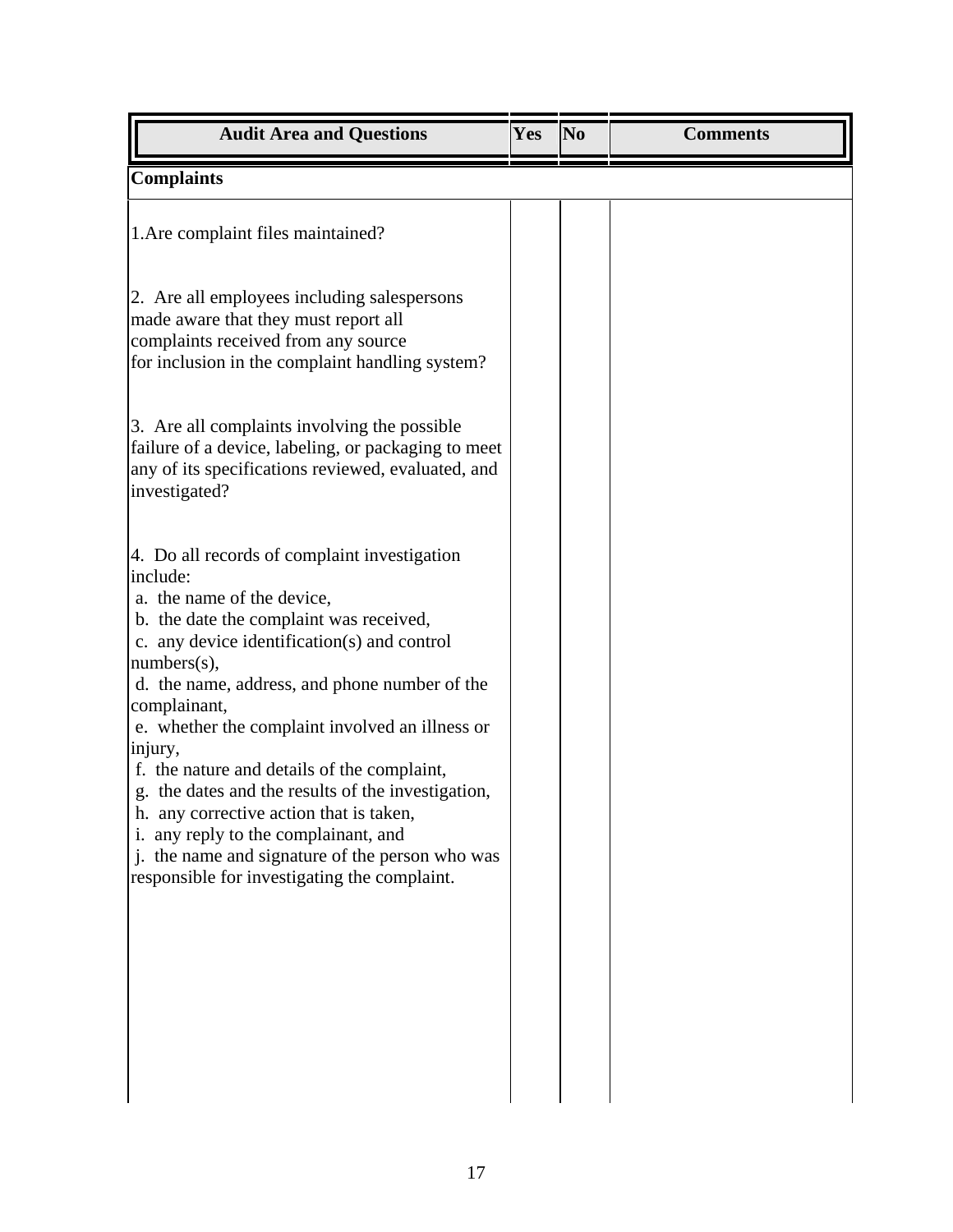| Audit Area and Questions | Yes | No | Comments |
|---|---|---|---|
| **Complaints** | | | |
| 1.Are complaint files maintained? | | | |
| 2. Are all employees including salespersons made aware that they must report all complaints received from any source for inclusion in the complaint handling system? | | | |
| 3. Are all complaints involving the possible failure of a device, labeling, or packaging to meet any of its specifications reviewed, evaluated, and investigated? | | | |
| 4. Do all records of complaint investigation include:<br>a. the name of the device,<br>b. the date the complaint was received,<br>c. any device identification(s) and control numbers(s),<br>d. the name, address, and phone number of the complainant,<br>e. whether the complaint involved an illness or injury,<br>f. the nature and details of the complaint,<br>g. the dates and the results of the investigation,<br>h. any corrective action that is taken,<br>i. any reply to the complainant, and<br>j. the name and signature of the person who was responsible for investigating the complaint. | | | |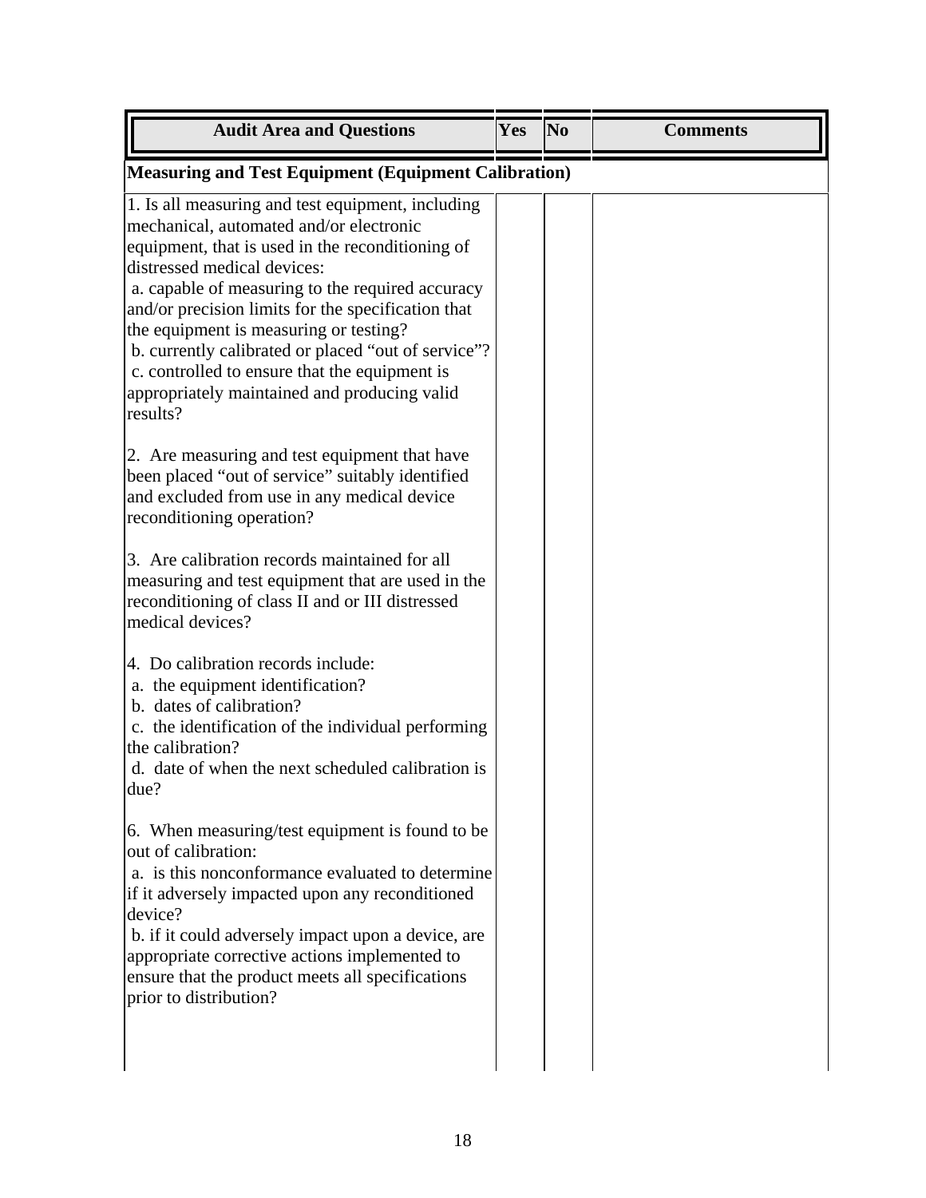| Audit Area and Questions | Yes | No | Comments |
|---|---|---|---|
| **Measuring and Test Equipment (Equipment Calibration)** | | | |
| 1. Is all measuring and test equipment, including mechanical, automated and/or electronic equipment, that is used in the reconditioning of distressed medical devices:<br>a. capable of measuring to the required accuracy and/or precision limits for the specification that the equipment is measuring or testing?<br>b. currently calibrated or placed "out of service"?<br>c. controlled to ensure that the equipment is appropriately maintained and producing valid results? | | | |
| 2. Are measuring and test equipment that have been placed "out of service" suitably identified and excluded from use in any medical device reconditioning operation? | | | |
| 3. Are calibration records maintained for all measuring and test equipment that are used in the reconditioning of class II and or III distressed medical devices? | | | |
| 4. Do calibration records include:<br>a. the equipment identification?<br>b. dates of calibration?<br>c. the identification of the individual performing the calibration?<br>d. date of when the next scheduled calibration is due? | | | |
| 6. When measuring/test equipment is found to be out of calibration:<br>a. is this nonconformance evaluated to determine if it adversely impacted upon any reconditioned device?<br>b. if it could adversely impact upon a device, are appropriate corrective actions implemented to ensure that the product meets all specifications prior to distribution? | | | |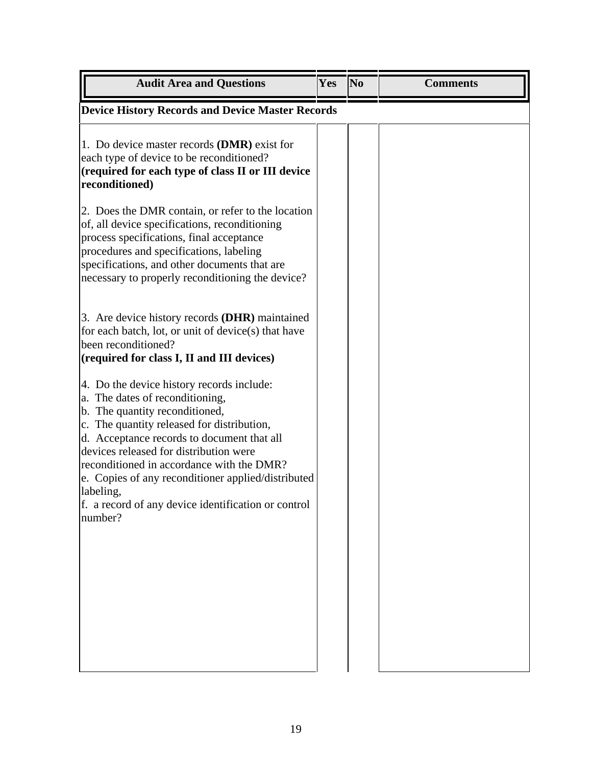| Audit Area and Questions | Yes | No | Comments |
| --- | --- | --- | --- |
| **Device History Records and Device Master Records** | | | |
| 1. Do device master records **(DMR)** exist for each type of device to be reconditioned? **(required for each type of class II or III device reconditioned)** | | | |
| 2. Does the DMR contain, or refer to the location of, all device specifications, reconditioning process specifications, final acceptance procedures and specifications, labeling specifications, and other documents that are necessary to properly reconditioning the device? | | | |
| 3. Are device history records **(DHR)** maintained for each batch, lot, or unit of device(s) that have been reconditioned? **(required for class I, II and III devices)** | | | |
| 4. Do the device history records include:<br>a. The dates of reconditioning,<br>b. The quantity reconditioned,<br>c. The quantity released for distribution,<br>d. Acceptance records to document that all devices released for distribution were reconditioned in accordance with the DMR?<br>e. Copies of any reconditioner applied/distributed labeling,<br>f. a record of any device identification or control number? | | | |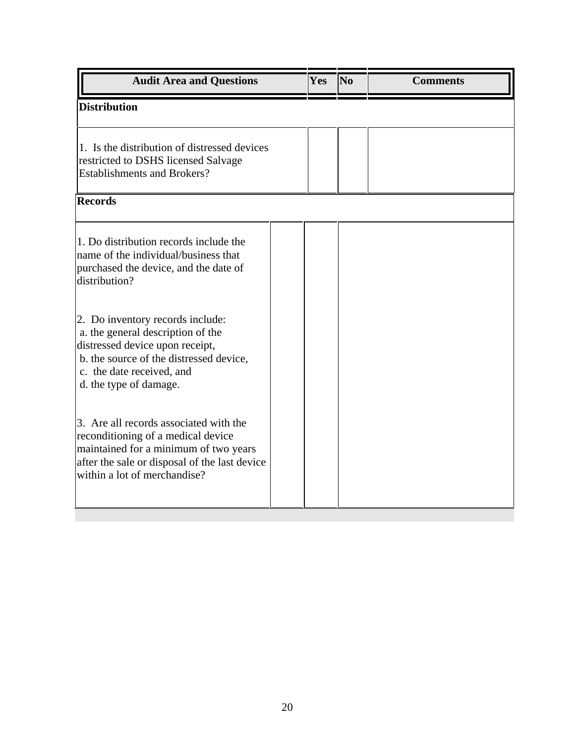| Audit Area and Questions | Yes | No | Comments |
|---|---|---|---|
| **Distribution** | | | |
| 1. Is the distribution of distressed devices restricted to DSHS licensed Salvage Establishments and Brokers? | | | |
| **Records** | | | |
| 1. Do distribution records include the name of the individual/business that purchased the device, and the date of distribution?<br><br>2. Do inventory records include:<br>a. the general description of the distressed device upon receipt,<br>b. the source of the distressed device,<br>c. the date received, and<br>d. the type of damage.<br><br>3. Are all records associated with the reconditioning of a medical device maintained for a minimum of two years after the sale or disposal of the last device within a lot of merchandise? | | | |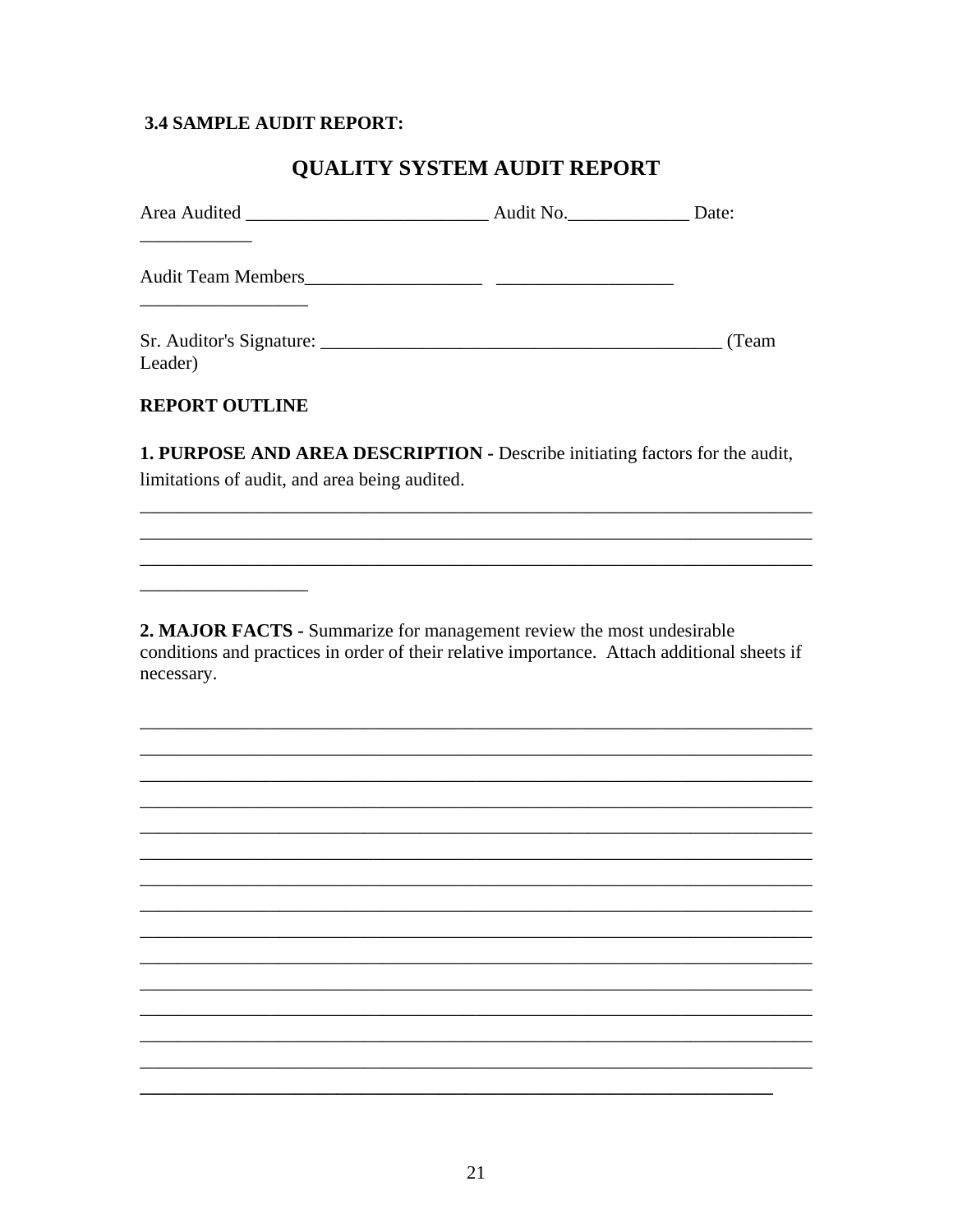**3.4 SAMPLE AUDIT REPORT:**

## QUALITY SYSTEM AUDIT REPORT

Area Audited __________________________ Audit No._____________ Date: ____________

Audit Team Members___________________ ___________________ __________________

Sr. Auditor's Signature: ___________________________________________ (Team Leader)

**REPORT OUTLINE**

**1. PURPOSE AND AREA DESCRIPTION -** Describe initiating factors for the audit, limitations of audit, and area being audited.

__________________________________________________________________________
__________________________________________________________________________
__________________________________________________________________________
__________________

**2. MAJOR FACTS -** Summarize for management review the most undesirable conditions and practices in order of their relative importance. Attach additional sheets if necessary.

__________________________________________________________________________
__________________________________________________________________________
__________________________________________________________________________
__________________________________________________________________________
__________________________________________________________________________
__________________________________________________________________________
__________________________________________________________________________
__________________________________________________________________________
__________________________________________________________________________
__________________________________________________________________________
__________________________________________________________________________
__________________________________________________________________________
__________________________________________________________________________
__________________________________________________________________________
______________________________________________________________________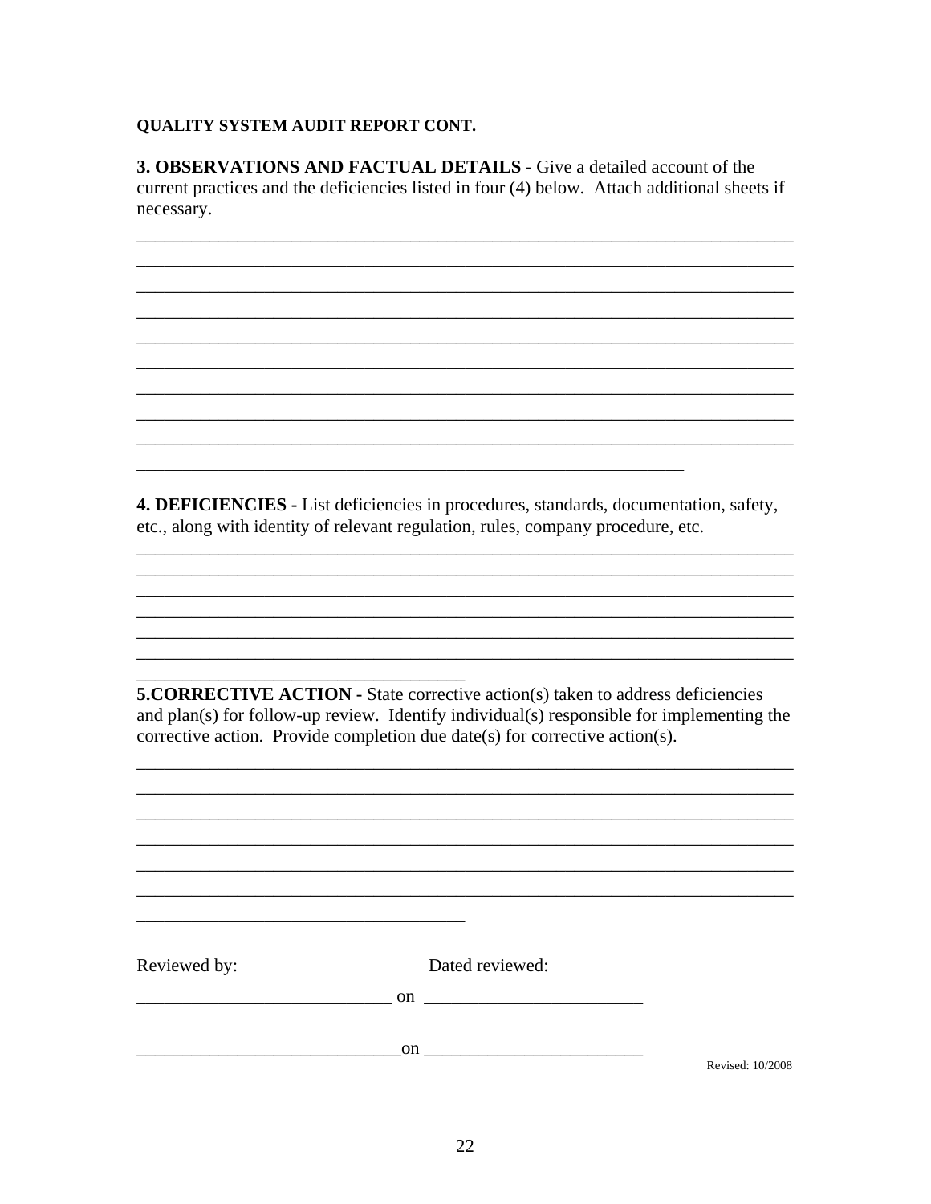**QUALITY SYSTEM AUDIT REPORT CONT.**

**3. OBSERVATIONS AND FACTUAL DETAILS -** Give a detailed account of the current practices and the deficiencies listed in four (4) below. Attach additional sheets if necessary.

______________________________________________________________________
______________________________________________________________________
______________________________________________________________________
______________________________________________________________________
______________________________________________________________________
______________________________________________________________________
______________________________________________________________________
______________________________________________________________________
______________________________________________________________________
_____________________________________________________________

**4. DEFICIENCIES -** List deficiencies in procedures, standards, documentation, safety, etc., along with identity of relevant regulation, rules, company procedure, etc.

______________________________________________________________________
______________________________________________________________________
______________________________________________________________________
______________________________________________________________________
______________________________________________________________________
______________________________________________________________________
_____________________________________

**5.CORRECTIVE ACTION -** State corrective action(s) taken to address deficiencies and plan(s) for follow-up review. Identify individual(s) responsible for implementing the corrective action. Provide completion due date(s) for corrective action(s).

______________________________________________________________________
______________________________________________________________________
______________________________________________________________________
______________________________________________________________________
______________________________________________________________________
______________________________________________________________________
_____________________________________

Reviewed by: Dated reviewed:

____________________________ on ________________________

______________________________on ________________________

Revised: 10/2008